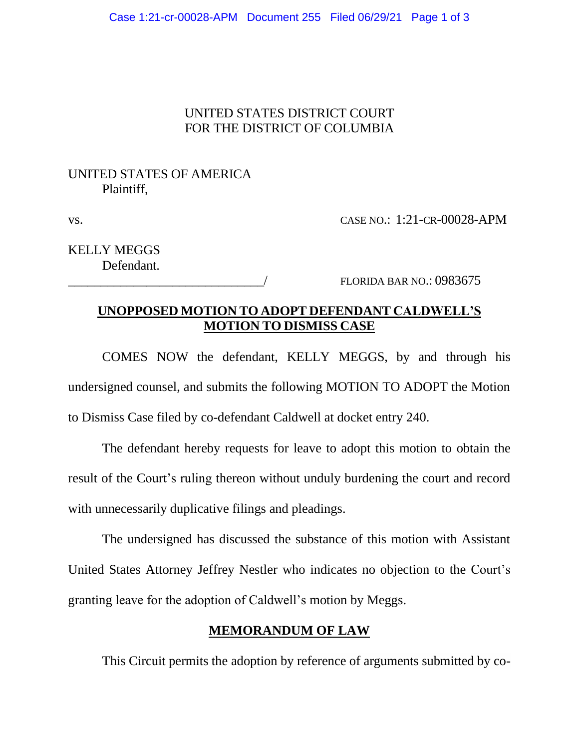UNITED STATES DISTRICT COURT
FOR THE DISTRICT OF COLUMBIA

UNITED STATES OF AMERICA
Plaintiff,

vs. CASE NO.: 1:21-CR-00028-APM

KELLY MEGGS
Defendant.
_______________________________/ FLORIDA BAR NO.: 0983675

**UNOPPOSED MOTION TO ADOPT DEFENDANT CALDWELL'S MOTION TO DISMISS CASE**

COMES NOW the defendant, KELLY MEGGS, by and through his undersigned counsel, and submits the following MOTION TO ADOPT the Motion to Dismiss Case filed by co-defendant Caldwell at docket entry 240.

The defendant hereby requests for leave to adopt this motion to obtain the result of the Court's ruling thereon without unduly burdening the court and record with unnecessarily duplicative filings and pleadings.

The undersigned has discussed the substance of this motion with Assistant United States Attorney Jeffrey Nestler who indicates no objection to the Court's granting leave for the adoption of Caldwell's motion by Meggs.

**MEMORANDUM OF LAW**

This Circuit permits the adoption by reference of arguments submitted by co-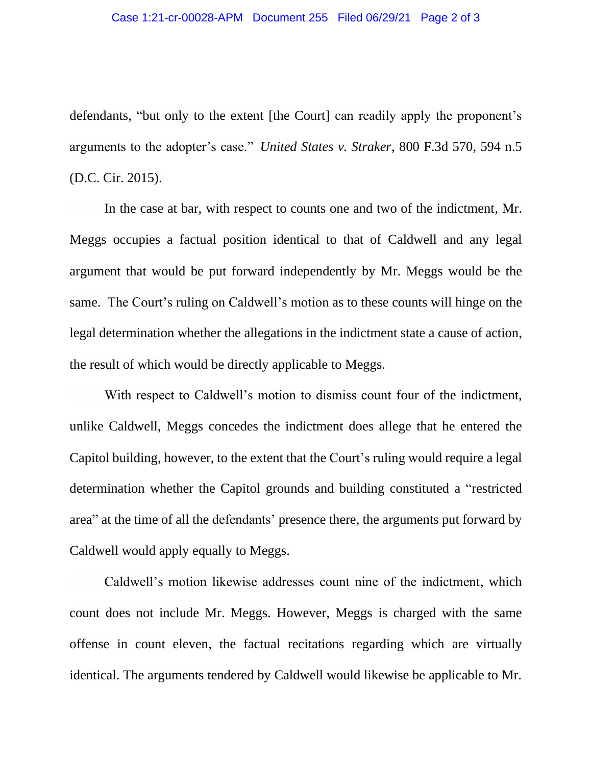defendants, "but only to the extent [the Court] can readily apply the proponent's arguments to the adopter's case." *United States v. Straker*, 800 F.3d 570, 594 n.5 (D.C. Cir. 2015).

In the case at bar, with respect to counts one and two of the indictment, Mr. Meggs occupies a factual position identical to that of Caldwell and any legal argument that would be put forward independently by Mr. Meggs would be the same. The Court's ruling on Caldwell's motion as to these counts will hinge on the legal determination whether the allegations in the indictment state a cause of action, the result of which would be directly applicable to Meggs.

With respect to Caldwell's motion to dismiss count four of the indictment, unlike Caldwell, Meggs concedes the indictment does allege that he entered the Capitol building, however, to the extent that the Court's ruling would require a legal determination whether the Capitol grounds and building constituted a "restricted area" at the time of all the defendants' presence there, the arguments put forward by Caldwell would apply equally to Meggs.

Caldwell's motion likewise addresses count nine of the indictment, which count does not include Mr. Meggs. However, Meggs is charged with the same offense in count eleven, the factual recitations regarding which are virtually identical. The arguments tendered by Caldwell would likewise be applicable to Mr.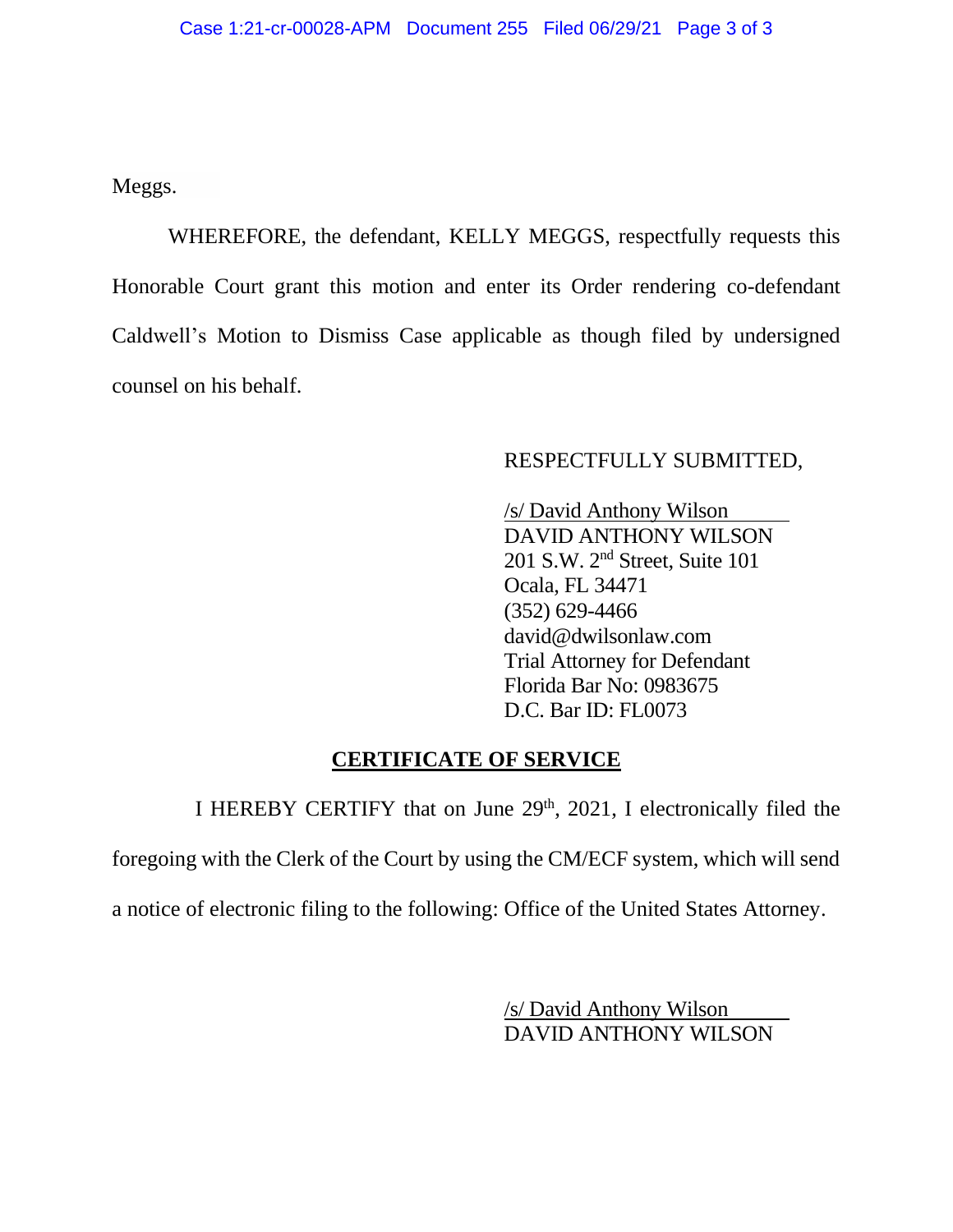Meggs.

WHEREFORE, the defendant, KELLY MEGGS, respectfully requests this Honorable Court grant this motion and enter its Order rendering co-defendant Caldwell's Motion to Dismiss Case applicable as though filed by undersigned counsel on his behalf.

RESPECTFULLY SUBMITTED,

/s/ David Anthony Wilson
DAVID ANTHONY WILSON
201 S.W. 2nd Street, Suite 101
Ocala, FL 34471
(352) 629-4466
david@dwilsonlaw.com
Trial Attorney for Defendant
Florida Bar No: 0983675
D.C. Bar ID: FL0073

**CERTIFICATE OF SERVICE**

I HEREBY CERTIFY that on June 29th, 2021, I electronically filed the foregoing with the Clerk of the Court by using the CM/ECF system, which will send a notice of electronic filing to the following: Office of the United States Attorney.

/s/ David Anthony Wilson
DAVID ANTHONY WILSON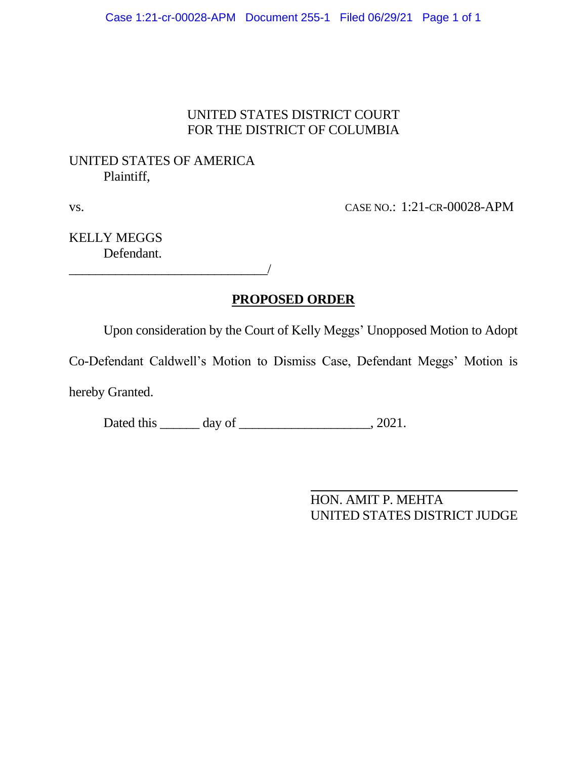UNITED STATES DISTRICT COURT
FOR THE DISTRICT OF COLUMBIA

UNITED STATES OF AMERICA
Plaintiff,

vs. CASE NO.: 1:21-CR-00028-APM

KELLY MEGGS
Defendant.
_______________________________/

**PROPOSED ORDER**

Upon consideration by the Court of Kelly Meggs' Unopposed Motion to Adopt Co-Defendant Caldwell's Motion to Dismiss Case, Defendant Meggs' Motion is hereby Granted.

Dated this ______ day of ____________________, 2021.

_______________________________
HON. AMIT P. MEHTA
UNITED STATES DISTRICT JUDGE